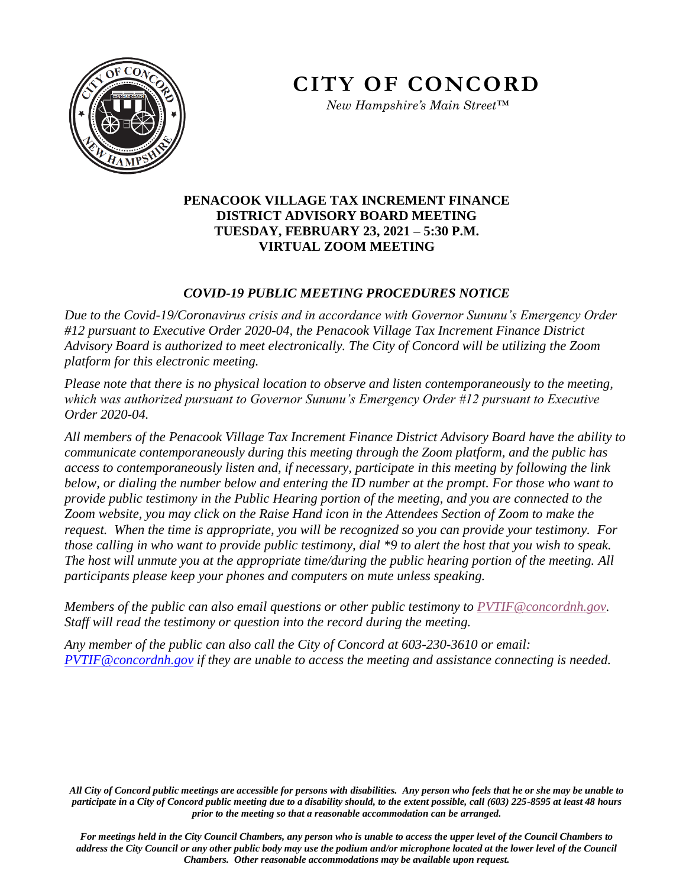# CITY OF CONCORD

*New Hampshire's Main Street™*

## PENACOOK VILLAGE TAX INCREMENT FINANCE DISTRICT ADVISORY BOARD MEETING
## TUESDAY, FEBRUARY 23, 2021 – 5:30 P.M.
## VIRTUAL ZOOM MEETING

### *COVID-19 PUBLIC MEETING PROCEDURES NOTICE*

*Due to the Covid-19/Coronavirus crisis and in accordance with Governor Sununu's Emergency Order #12 pursuant to Executive Order 2020-04, the Penacook Village Tax Increment Finance District Advisory Board is authorized to meet electronically. The City of Concord will be utilizing the Zoom platform for this electronic meeting.*

*Please note that there is no physical location to observe and listen contemporaneously to the meeting, which was authorized pursuant to Governor Sununu's Emergency Order #12 pursuant to Executive Order 2020-04.*

*All members of the Penacook Village Tax Increment Finance District Advisory Board have the ability to communicate contemporaneously during this meeting through the Zoom platform, and the public has access to contemporaneously listen and, if necessary, participate in this meeting by following the link below, or dialing the number below and entering the ID number at the prompt. For those who want to provide public testimony in the Public Hearing portion of the meeting, and you are connected to the Zoom website, you may click on the Raise Hand icon in the Attendees Section of Zoom to make the request. When the time is appropriate, you will be recognized so you can provide your testimony. For those calling in who want to provide public testimony, dial \*9 to alert the host that you wish to speak. The host will unmute you at the appropriate time/during the public hearing portion of the meeting. All participants please keep your phones and computers on mute unless speaking.*

*Members of the public can also email questions or other public testimony to PVTIF@concordnh.gov. Staff will read the testimony or question into the record during the meeting.*

*Any member of the public can also call the City of Concord at 603-230-3610 or email: PVTIF@concordnh.gov if they are unable to access the meeting and assistance connecting is needed.*

***All City of Concord public meetings are accessible for persons with disabilities. Any person who feels that he or she may be unable to participate in a City of Concord public meeting due to a disability should, to the extent possible, call (603) 225-8595 at least 48 hours prior to the meeting so that a reasonable accommodation can be arranged.***

***For meetings held in the City Council Chambers, any person who is unable to access the upper level of the Council Chambers to address the City Council or any other public body may use the podium and/or microphone located at the lower level of the Council Chambers. Other reasonable accommodations may be available upon request.***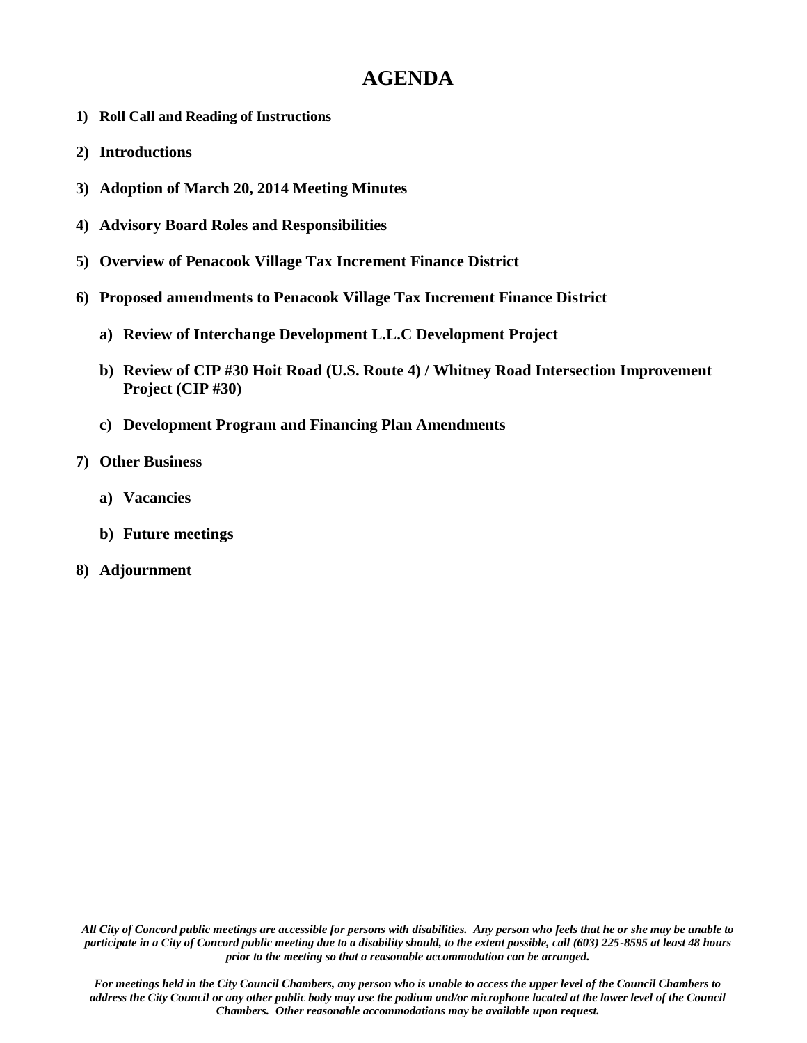# AGENDA

1) **Roll Call and Reading of Instructions**

2) **Introductions**

3) **Adoption of March 20, 2014 Meeting Minutes**

4) **Advisory Board Roles and Responsibilities**

5) **Overview of Penacook Village Tax Increment Finance District**

6) **Proposed amendments to Penacook Village Tax Increment Finance District**

   a) **Review of Interchange Development L.L.C Development Project**

   b) **Review of CIP #30 Hoit Road (U.S. Route 4) / Whitney Road Intersection Improvement Project (CIP #30)**

   c) **Development Program and Financing Plan Amendments**

7) **Other Business**

   a) **Vacancies**

   b) **Future meetings**

8) **Adjournment**

***All City of Concord public meetings are accessible for persons with disabilities. Any person who feels that he or she may be unable to participate in a City of Concord public meeting due to a disability should, to the extent possible, call (603) 225-8595 at least 48 hours prior to the meeting so that a reasonable accommodation can be arranged.***

***For meetings held in the City Council Chambers, any person who is unable to access the upper level of the Council Chambers to address the City Council or any other public body may use the podium and/or microphone located at the lower level of the Council Chambers. Other reasonable accommodations may be available upon request.***